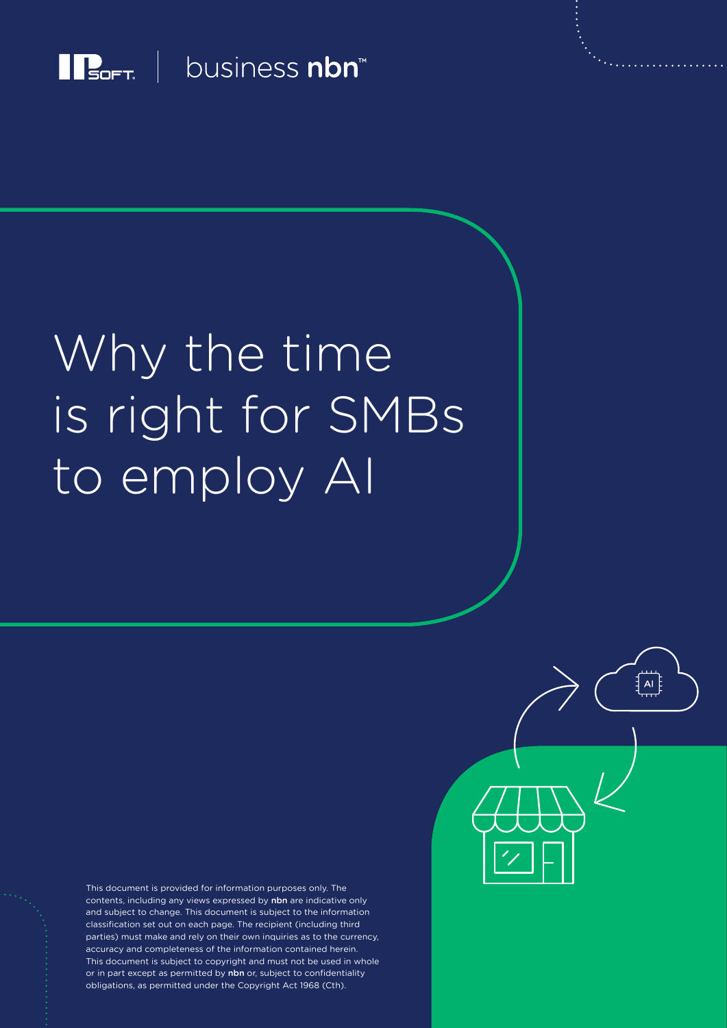IPsoft | business nbn™

# Why the time is right for SMBs to employ AI

This document is provided for information purposes only. The contents, including any views expressed by **nbn** are indicative only and subject to change. This document is subject to the information classification set out on each page. The recipient (including third parties) must make and rely on their own inquiries as to the currency, accuracy and completeness of the information contained herein. This document is subject to copyright and must not be used in whole or in part except as permitted by **nbn** or, subject to confidentiality obligations, as permitted under the Copyright Act 1968 (Cth).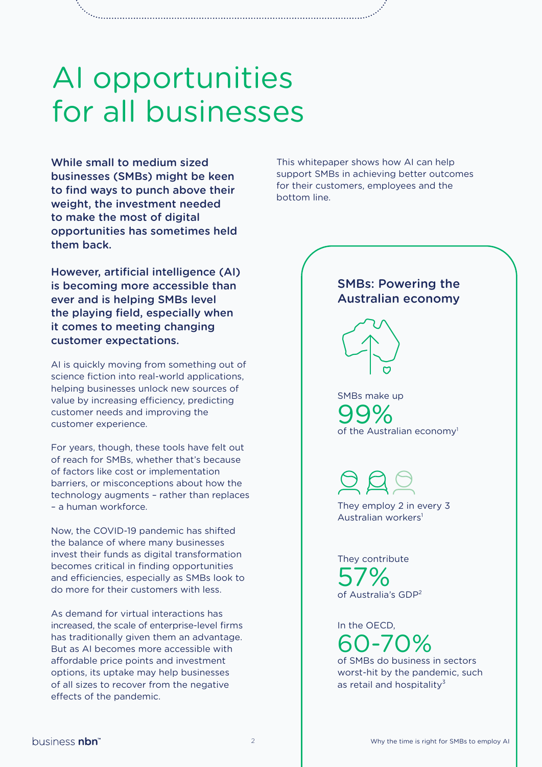# AI opportunities for all businesses

**While small to medium sized businesses (SMBs) might be keen to find ways to punch above their weight, the investment needed to make the most of digital opportunities has sometimes held them back.**

**However, artificial intelligence (AI) is becoming more accessible than ever and is helping SMBs level the playing field, especially when it comes to meeting changing customer expectations.**

AI is quickly moving from something out of science fiction into real-world applications, helping businesses unlock new sources of value by increasing efficiency, predicting customer needs and improving the customer experience.

For years, though, these tools have felt out of reach for SMBs, whether that's because of factors like cost or implementation barriers, or misconceptions about how the technology augments – rather than replaces – a human workforce.

Now, the COVID-19 pandemic has shifted the balance of where many businesses invest their funds as digital transformation becomes critical in finding opportunities and efficiencies, especially as SMBs look to do more for their customers with less.

As demand for virtual interactions has increased, the scale of enterprise-level firms has traditionally given them an advantage. But as AI becomes more accessible with affordable price points and investment options, its uptake may help businesses of all sizes to recover from the negative effects of the pandemic.

This whitepaper shows how AI can help support SMBs in achieving better outcomes for their customers, employees and the bottom line.

## SMBs: Powering the Australian economy

SMBs make up **99%** of the Australian economy[1]

They employ 2 in every 3 Australian workers[1]

They contribute **57%** of Australia's GDP[2]

In the OECD, **60-70%** of SMBs do business in sectors worst-hit by the pandemic, such as retail and hospitality[3]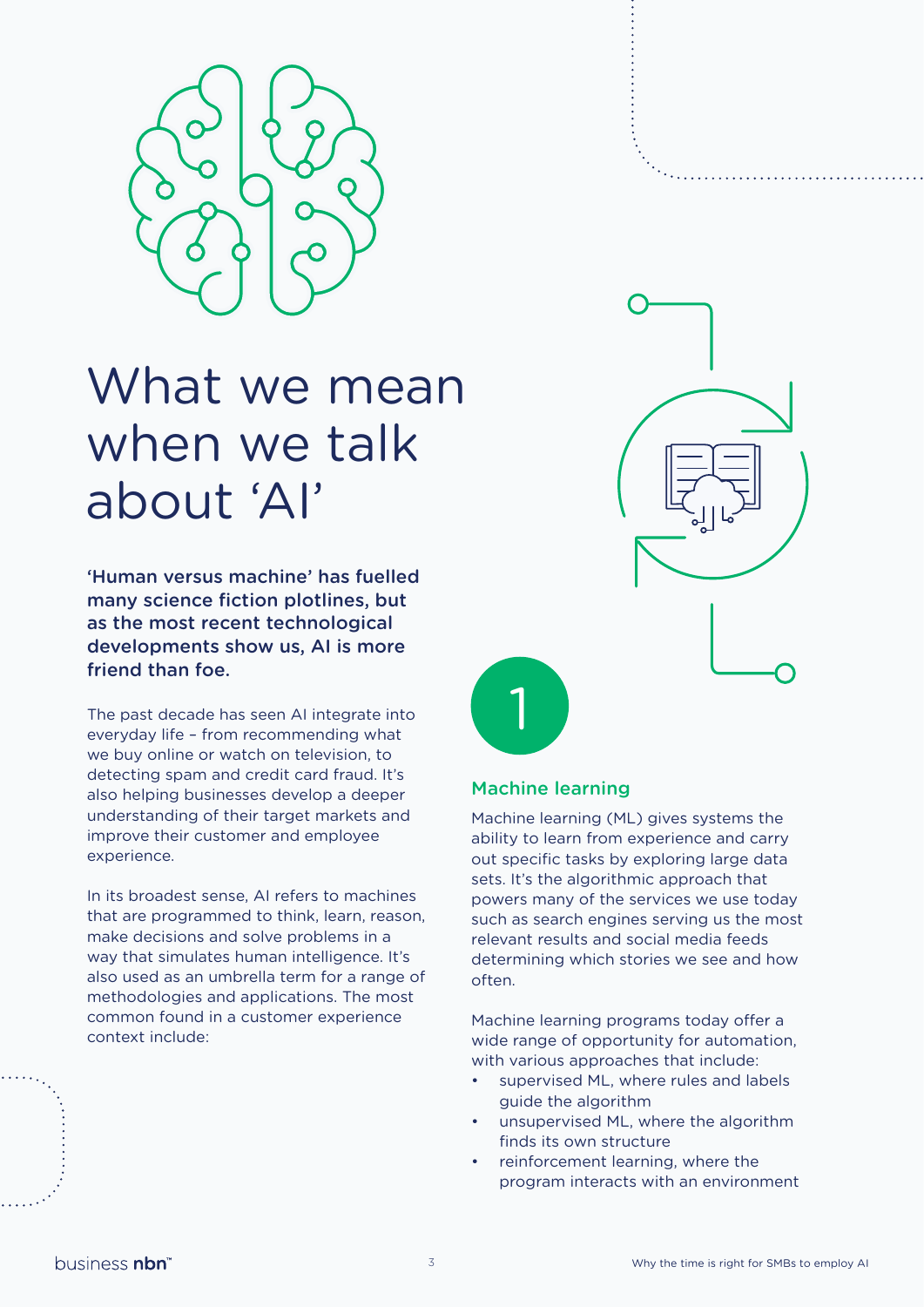# What we mean when we talk about 'AI'

**'Human versus machine' has fuelled many science fiction plotlines, but as the most recent technological developments show us, AI is more friend than foe.**

The past decade has seen AI integrate into everyday life – from recommending what we buy online or watch on television, to detecting spam and credit card fraud. It's also helping businesses develop a deeper understanding of their target markets and improve their customer and employee experience.

In its broadest sense, AI refers to machines that are programmed to think, learn, reason, make decisions and solve problems in a way that simulates human intelligence. It's also used as an umbrella term for a range of methodologies and applications. The most common found in a customer experience context include:

1

## Machine learning

Machine learning (ML) gives systems the ability to learn from experience and carry out specific tasks by exploring large data sets. It's the algorithmic approach that powers many of the services we use today such as search engines serving us the most relevant results and social media feeds determining which stories we see and how often.

Machine learning programs today offer a wide range of opportunity for automation, with various approaches that include:

- supervised ML, where rules and labels guide the algorithm
- unsupervised ML, where the algorithm finds its own structure
- reinforcement learning, where the program interacts with an environment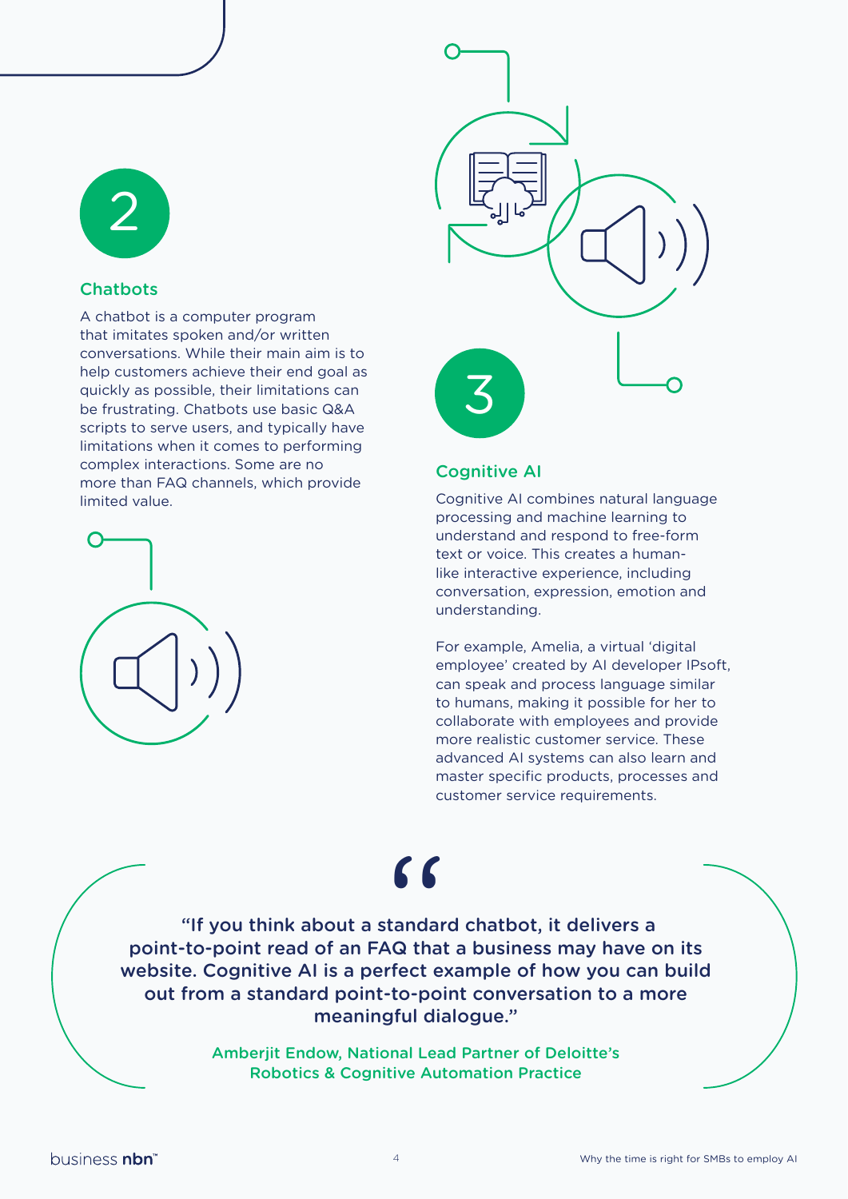2

## Chatbots

A chatbot is a computer program that imitates spoken and/or written conversations. While their main aim is to help customers achieve their end goal as quickly as possible, their limitations can be frustrating. Chatbots use basic Q&A scripts to serve users, and typically have limitations when it comes to performing complex interactions. Some are no more than FAQ channels, which provide limited value.

3

## Cognitive AI

Cognitive AI combines natural language processing and machine learning to understand and respond to free-form text or voice. This creates a human-like interactive experience, including conversation, expression, emotion and understanding.

For example, Amelia, a virtual 'digital employee' created by AI developer IPsoft, can speak and process language similar to humans, making it possible for her to collaborate with employees and provide more realistic customer service. These advanced AI systems can also learn and master specific products, processes and customer service requirements.

> "If you think about a standard chatbot, it delivers a point-to-point read of an FAQ that a business may have on its website. Cognitive AI is a perfect example of how you can build out from a standard point-to-point conversation to a more meaningful dialogue."
>
> Amberjit Endow, National Lead Partner of Deloitte's Robotics & Cognitive Automation Practice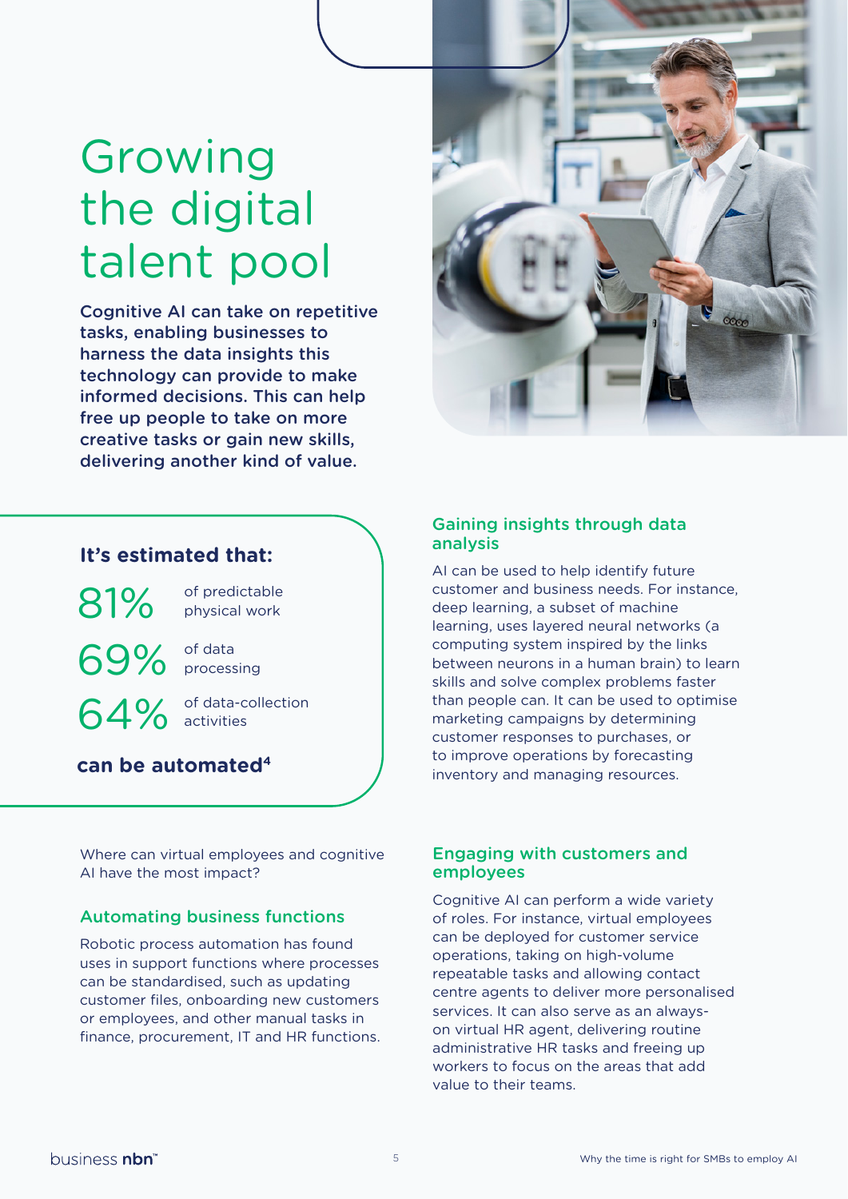# Growing the digital talent pool

**Cognitive AI can take on repetitive tasks, enabling businesses to harness the data insights this technology can provide to make informed decisions. This can help free up people to take on more creative tasks or gain new skills, delivering another kind of value.**

### It's estimated that:

- **81%** of predictable physical work
- **69%** of data processing
- **64%** of data-collection activities

**can be automated[4]**

Where can virtual employees and cognitive AI have the most impact?

### Automating business functions

Robotic process automation has found uses in support functions where processes can be standardised, such as updating customer files, onboarding new customers or employees, and other manual tasks in finance, procurement, IT and HR functions.

### Gaining insights through data analysis

AI can be used to help identify future customer and business needs. For instance, deep learning, a subset of machine learning, uses layered neural networks (a computing system inspired by the links between neurons in a human brain) to learn skills and solve complex problems faster than people can. It can be used to optimise marketing campaigns by determining customer responses to purchases, or to improve operations by forecasting inventory and managing resources.

### Engaging with customers and employees

Cognitive AI can perform a wide variety of roles. For instance, virtual employees can be deployed for customer service operations, taking on high-volume repeatable tasks and allowing contact centre agents to deliver more personalised services. It can also serve as an always-on virtual HR agent, delivering routine administrative HR tasks and freeing up workers to focus on the areas that add value to their teams.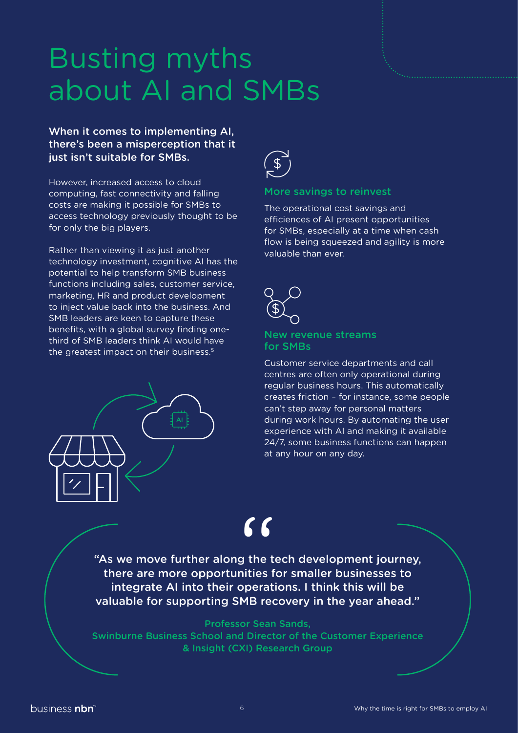# Busting myths about AI and SMBs

**When it comes to implementing AI, there's been a misperception that it just isn't suitable for SMBs.**

However, increased access to cloud computing, fast connectivity and falling costs are making it possible for SMBs to access technology previously thought to be for only the big players.

Rather than viewing it as just another technology investment, cognitive AI has the potential to help transform SMB business functions including sales, customer service, marketing, HR and product development to inject value back into the business. And SMB leaders are keen to capture these benefits, with a global survey finding one-third of SMB leaders think AI would have the greatest impact on their business.[5]

### More savings to reinvest

The operational cost savings and efficiences of AI present opportunities for SMBs, especially at a time when cash flow is being squeezed and agility is more valuable than ever.

### New revenue streams for SMBs

Customer service departments and call centres are often only operational during regular business hours. This automatically creates friction – for instance, some people can't step away for personal matters during work hours. By automating the user experience with AI and making it available 24/7, some business functions can happen at any hour on any day.

> "As we move further along the tech development journey, there are more opportunities for smaller businesses to integrate AI into their operations. I think this will be valuable for supporting SMB recovery in the year ahead."
>
> Professor Sean Sands, Swinburne Business School and Director of the Customer Experience & Insight (CXI) Research Group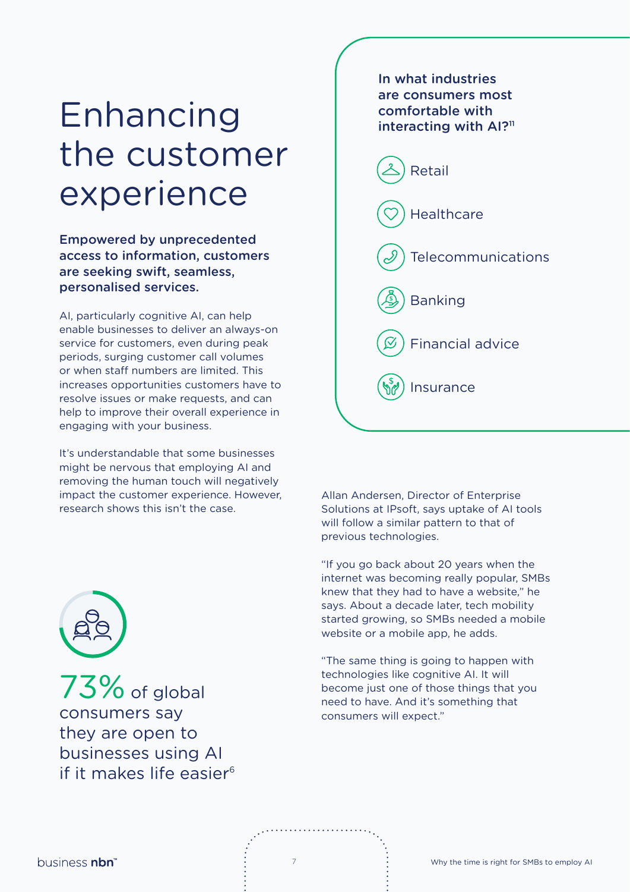# Enhancing the customer experience

**Empowered by unprecedented access to information, customers are seeking swift, seamless, personalised services.**

AI, particularly cognitive AI, can help enable businesses to deliver an always-on service for customers, even during peak periods, surging customer call volumes or when staff numbers are limited. This increases opportunities customers have to resolve issues or make requests, and can help to improve their overall experience in engaging with your business.

It's understandable that some businesses might be nervous that employing AI and removing the human touch will negatively impact the customer experience. However, research shows this isn't the case.

**73%** of global consumers say they are open to businesses using AI if it makes life easier[6]

**In what industries are consumers most comfortable with interacting with AI?[11]**

- Retail
- Healthcare
- Telecommunications
- Banking
- Financial advice
- Insurance

Allan Andersen, Director of Enterprise Solutions at IPsoft, says uptake of AI tools will follow a similar pattern to that of previous technologies.

"If you go back about 20 years when the internet was becoming really popular, SMBs knew that they had to have a website," he says. About a decade later, tech mobility started growing, so SMBs needed a mobile website or a mobile app, he adds.

"The same thing is going to happen with technologies like cognitive AI. It will become just one of those things that you need to have. And it's something that consumers will expect."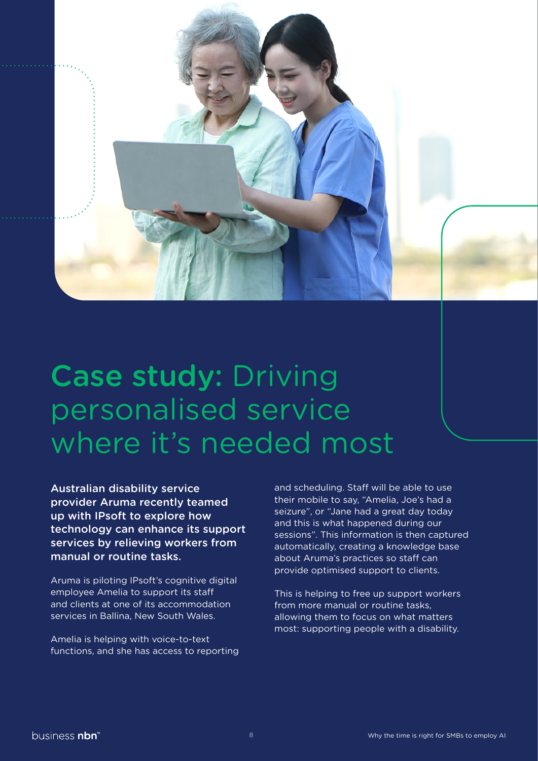# **Case study:** Driving personalised service where it's needed most

**Australian disability service provider Aruma recently teamed up with IPsoft to explore how technology can enhance its support services by relieving workers from manual or routine tasks.**

Aruma is piloting IPsoft's cognitive digital employee Amelia to support its staff and clients at one of its accommodation services in Ballina, New South Wales.

Amelia is helping with voice-to-text functions, and she has access to reporting and scheduling. Staff will be able to use their mobile to say, "Amelia, Joe's had a seizure", or "Jane had a great day today and this is what happened during our sessions". This information is then captured automatically, creating a knowledge base about Aruma's practices so staff can provide optimised support to clients.

This is helping to free up support workers from more manual or routine tasks, allowing them to focus on what matters most: supporting people with a disability.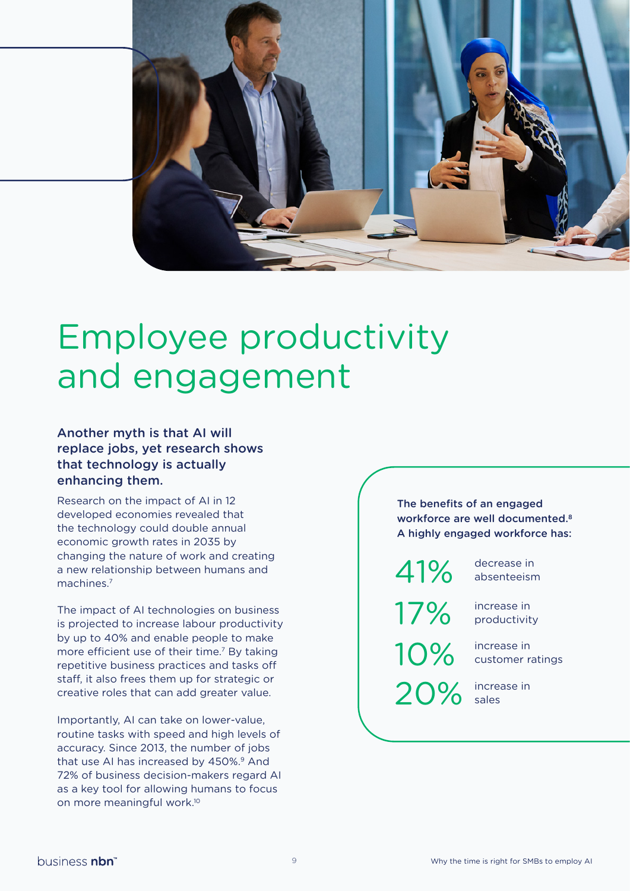# Employee productivity and engagement

**Another myth is that AI will replace jobs, yet research shows that technology is actually enhancing them.**

Research on the impact of AI in 12 developed economies revealed that the technology could double annual economic growth rates in 2035 by changing the nature of work and creating a new relationship between humans and machines.[7]

The impact of AI technologies on business is projected to increase labour productivity by up to 40% and enable people to make more efficient use of their time.[7] By taking repetitive business practices and tasks off staff, it also frees them up for strategic or creative roles that can add greater value.

Importantly, AI can take on lower-value, routine tasks with speed and high levels of accuracy. Since 2013, the number of jobs that use AI has increased by 450%.[9] And 72% of business decision-makers regard AI as a key tool for allowing humans to focus on more meaningful work.[10]

**The benefits of an engaged workforce are well documented.[8] A highly engaged workforce has:**

- **41%** decrease in absenteeism
- **17%** increase in productivity
- **10%** increase in customer ratings
- **20%** increase in sales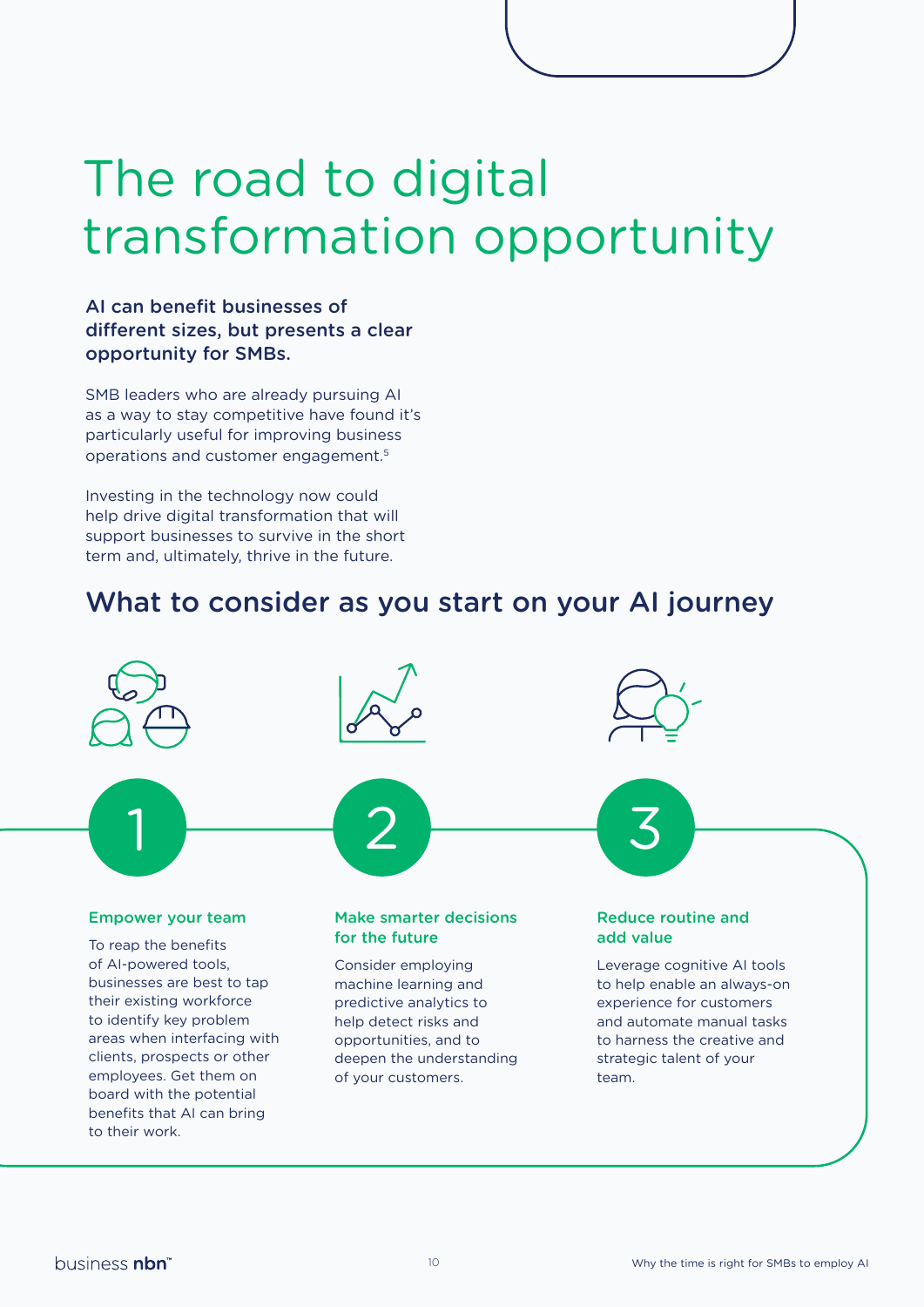# The road to digital transformation opportunity

**AI can benefit businesses of different sizes, but presents a clear opportunity for SMBs.**

SMB leaders who are already pursuing AI as a way to stay competitive have found it's particularly useful for improving business operations and customer engagement.[5]

Investing in the technology now could help drive digital transformation that will support businesses to survive in the short term and, ultimately, thrive in the future.

## What to consider as you start on your AI journey

### 1. Empower your team

To reap the benefits of AI-powered tools, businesses are best to tap their existing workforce to identify key problem areas when interfacing with clients, prospects or other employees. Get them on board with the potential benefits that AI can bring to their work.

### 2. Make smarter decisions for the future

Consider employing machine learning and predictive analytics to help detect risks and opportunities, and to deepen the understanding of your customers.

### 3. Reduce routine and add value

Leverage cognitive AI tools to help enable an always-on experience for customers and automate manual tasks to harness the creative and strategic talent of your team.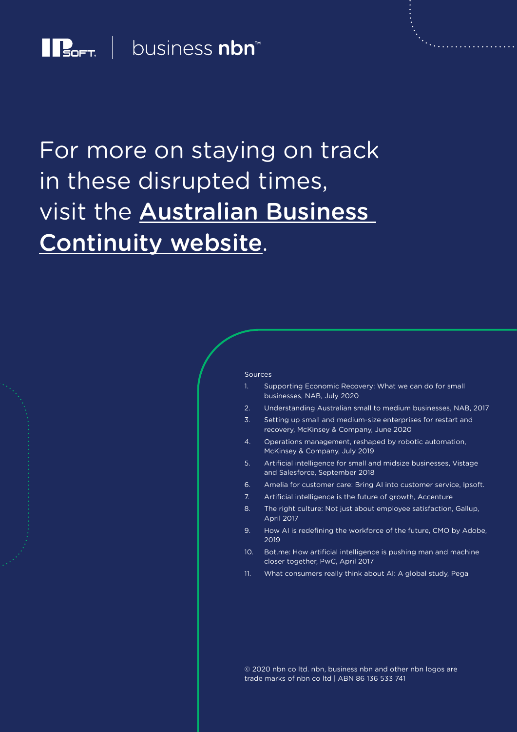IPSOFT | business **nbn**™

# For more on staying on track in these disrupted times, visit the **Australian Business Continuity website**.

Sources

1. Supporting Economic Recovery: What we can do for small businesses, NAB, July 2020
2. Understanding Australian small to medium businesses, NAB, 2017
3. Setting up small and medium-size enterprises for restart and recovery, McKinsey & Company, June 2020
4. Operations management, reshaped by robotic automation, McKinsey & Company, July 2019
5. Artificial intelligence for small and midsize businesses, Vistage and Salesforce, September 2018
6. Amelia for customer care: Bring AI into customer service, Ipsoft.
7. Artificial intelligence is the future of growth, Accenture
8. The right culture: Not just about employee satisfaction, Gallup, April 2017
9. How AI is redefining the workforce of the future, CMO by Adobe, 2019
10. Bot.me: How artificial intelligence is pushing man and machine closer together, PwC, April 2017
11. What consumers really think about AI: A global study, Pega

© 2020 nbn co ltd. nbn, business nbn and other nbn logos are trade marks of nbn co ltd | ABN 86 136 533 741